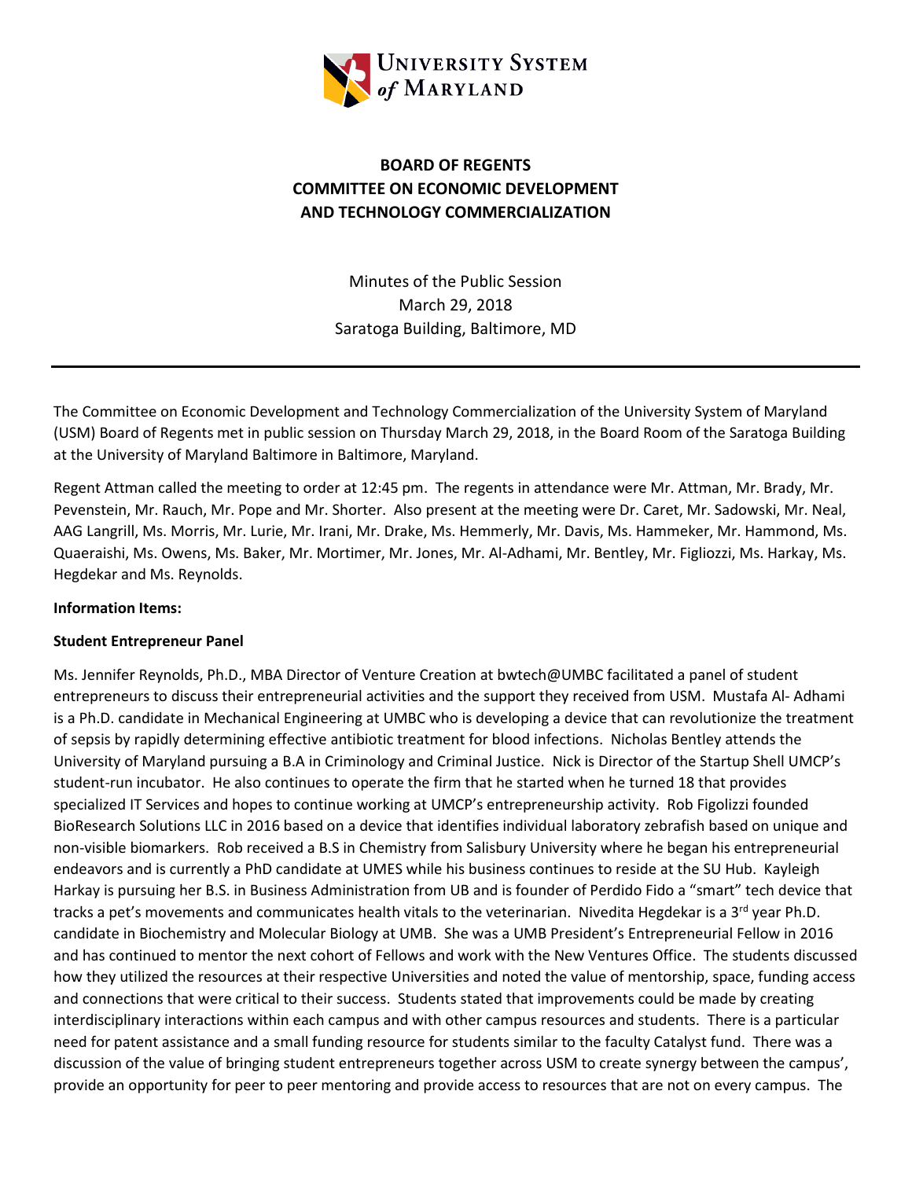UNIVERSITY SYSTEM *of* MARYLAND

# BOARD OF REGENTS
# COMMITTEE ON ECONOMIC DEVELOPMENT AND TECHNOLOGY COMMERCIALIZATION

Minutes of the Public Session
March 29, 2018
Saratoga Building, Baltimore, MD

---

The Committee on Economic Development and Technology Commercialization of the University System of Maryland (USM) Board of Regents met in public session on Thursday March 29, 2018, in the Board Room of the Saratoga Building at the University of Maryland Baltimore in Baltimore, Maryland.

Regent Attman called the meeting to order at 12:45 pm. The regents in attendance were Mr. Attman, Mr. Brady, Mr. Pevenstein, Mr. Rauch, Mr. Pope and Mr. Shorter. Also present at the meeting were Dr. Caret, Mr. Sadowski, Mr. Neal, AAG Langrill, Ms. Morris, Mr. Lurie, Mr. Irani, Mr. Drake, Ms. Hemmerly, Mr. Davis, Ms. Hammeker, Mr. Hammond, Ms. Quaeraishi, Ms. Owens, Ms. Baker, Mr. Mortimer, Mr. Jones, Mr. Al-Adhami, Mr. Bentley, Mr. Figliozzi, Ms. Harkay, Ms. Hegdekar and Ms. Reynolds.

**Information Items:**

**Student Entrepreneur Panel**

Ms. Jennifer Reynolds, Ph.D., MBA Director of Venture Creation at bwtech@UMBC facilitated a panel of student entrepreneurs to discuss their entrepreneurial activities and the support they received from USM. Mustafa Al- Adhami is a Ph.D. candidate in Mechanical Engineering at UMBC who is developing a device that can revolutionize the treatment of sepsis by rapidly determining effective antibiotic treatment for blood infections. Nicholas Bentley attends the University of Maryland pursuing a B.A in Criminology and Criminal Justice. Nick is Director of the Startup Shell UMCP's student-run incubator. He also continues to operate the firm that he started when he turned 18 that provides specialized IT Services and hopes to continue working at UMCP's entrepreneurship activity. Rob Figolizzi founded BioResearch Solutions LLC in 2016 based on a device that identifies individual laboratory zebrafish based on unique and non-visible biomarkers. Rob received a B.S in Chemistry from Salisbury University where he began his entrepreneurial endeavors and is currently a PhD candidate at UMES while his business continues to reside at the SU Hub. Kayleigh Harkay is pursuing her B.S. in Business Administration from UB and is founder of Perdido Fido a "smart" tech device that tracks a pet's movements and communicates health vitals to the veterinarian. Nivedita Hegdekar is a 3rd year Ph.D. candidate in Biochemistry and Molecular Biology at UMB. She was a UMB President's Entrepreneurial Fellow in 2016 and has continued to mentor the next cohort of Fellows and work with the New Ventures Office. The students discussed how they utilized the resources at their respective Universities and noted the value of mentorship, space, funding access and connections that were critical to their success. Students stated that improvements could be made by creating interdisciplinary interactions within each campus and with other campus resources and students. There is a particular need for patent assistance and a small funding resource for students similar to the faculty Catalyst fund. There was a discussion of the value of bringing student entrepreneurs together across USM to create synergy between the campus', provide an opportunity for peer to peer mentoring and provide access to resources that are not on every campus. The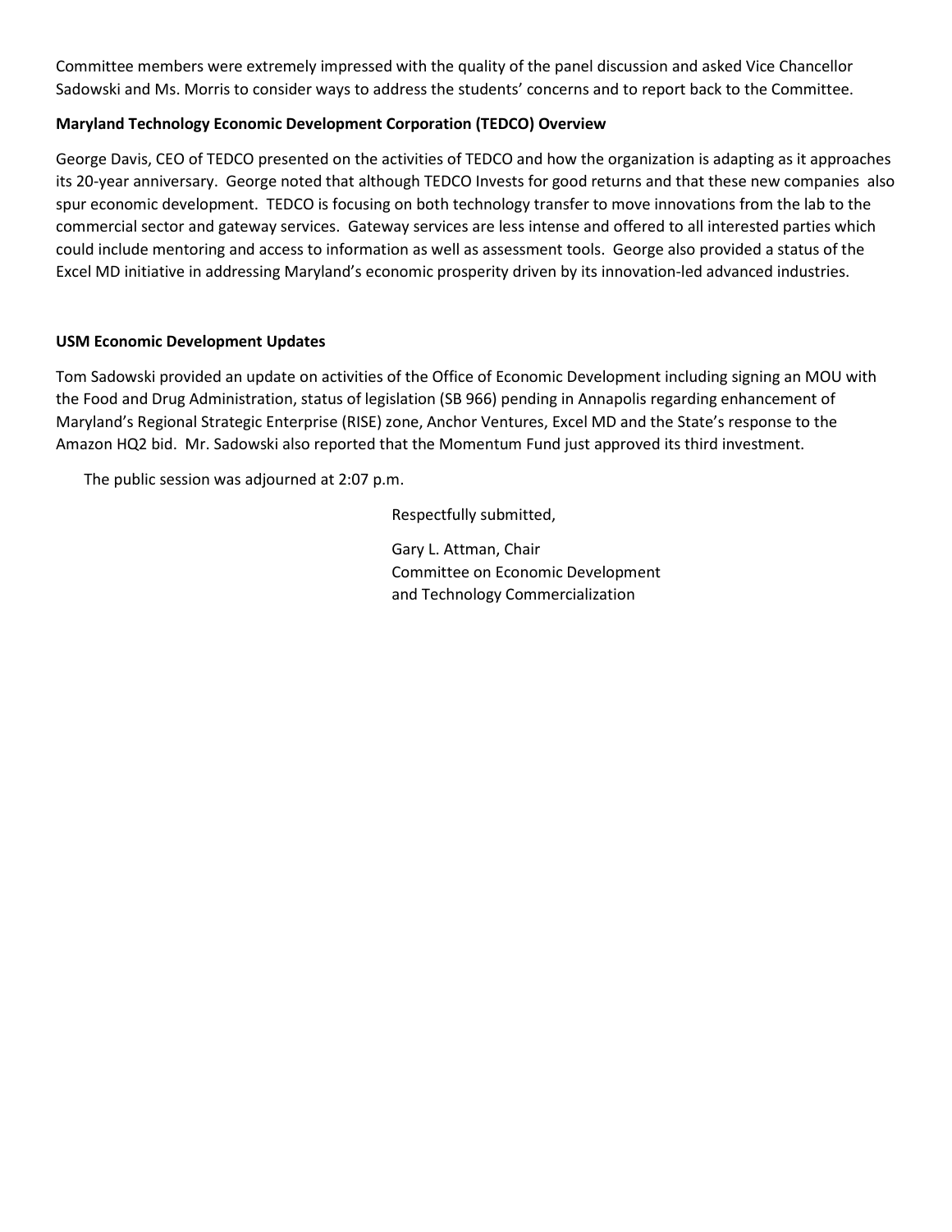Committee members were extremely impressed with the quality of the panel discussion and asked Vice Chancellor Sadowski and Ms. Morris to consider ways to address the students' concerns and to report back to the Committee.

**Maryland Technology Economic Development Corporation (TEDCO) Overview**

George Davis, CEO of TEDCO presented on the activities of TEDCO and how the organization is adapting as it approaches its 20-year anniversary. George noted that although TEDCO Invests for good returns and that these new companies also spur economic development. TEDCO is focusing on both technology transfer to move innovations from the lab to the commercial sector and gateway services. Gateway services are less intense and offered to all interested parties which could include mentoring and access to information as well as assessment tools. George also provided a status of the Excel MD initiative in addressing Maryland's economic prosperity driven by its innovation-led advanced industries.

**USM Economic Development Updates**

Tom Sadowski provided an update on activities of the Office of Economic Development including signing an MOU with the Food and Drug Administration, status of legislation (SB 966) pending in Annapolis regarding enhancement of Maryland's Regional Strategic Enterprise (RISE) zone, Anchor Ventures, Excel MD and the State's response to the Amazon HQ2 bid. Mr. Sadowski also reported that the Momentum Fund just approved its third investment.

The public session was adjourned at 2:07 p.m.

Respectfully submitted,

Gary L. Attman, Chair
Committee on Economic Development
and Technology Commercialization